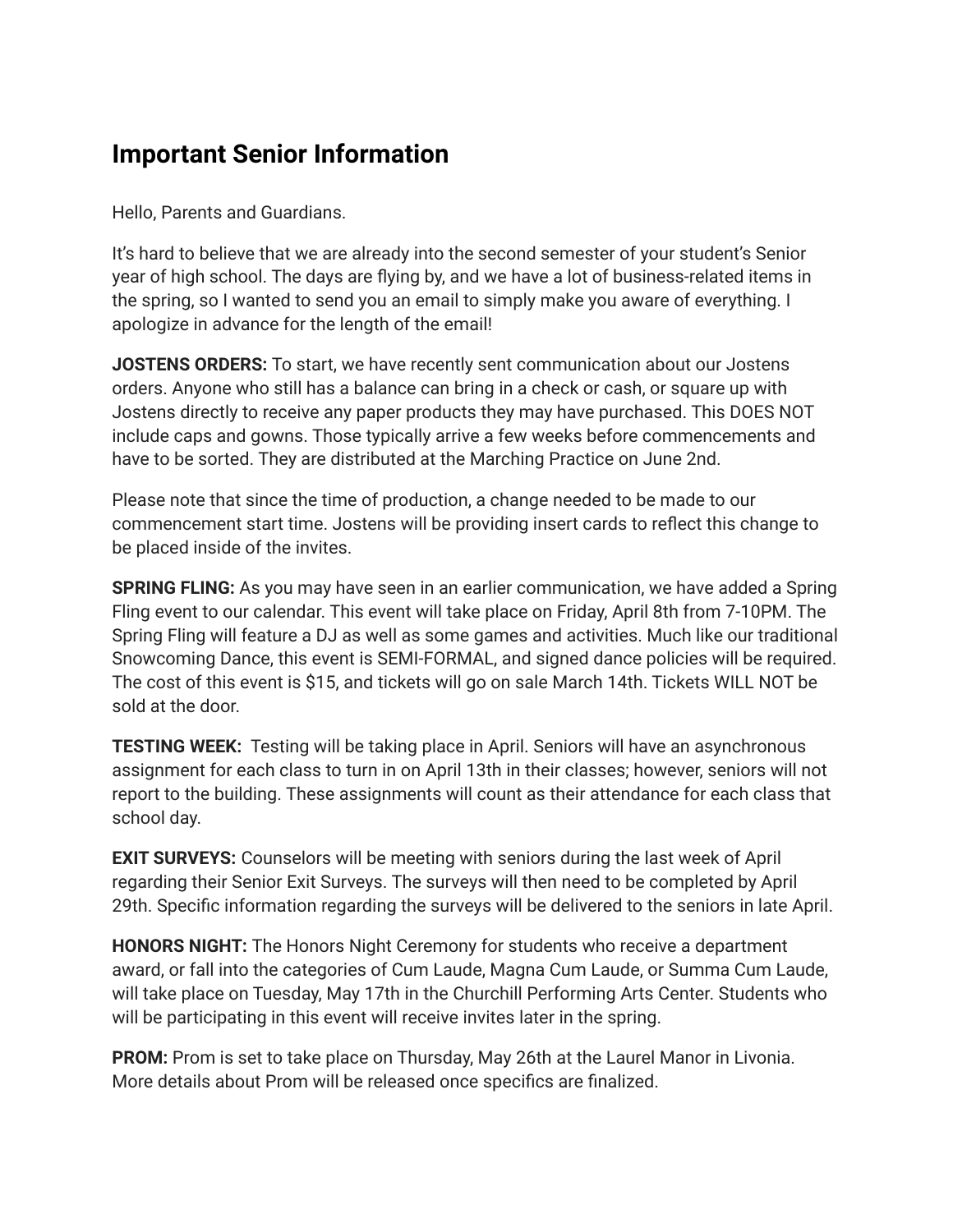## Important Senior Information

Hello, Parents and Guardians.

It's hard to believe that we are already into the second semester of your student's Senior year of high school. The days are flying by, and we have a lot of business-related items in the spring, so I wanted to send you an email to simply make you aware of everything. I apologize in advance for the length of the email!

**JOSTENS ORDERS:** To start, we have recently sent communication about our Jostens orders. Anyone who still has a balance can bring in a check or cash, or square up with Jostens directly to receive any paper products they may have purchased. This DOES NOT include caps and gowns. Those typically arrive a few weeks before commencements and have to be sorted. They are distributed at the Marching Practice on June 2nd.

Please note that since the time of production, a change needed to be made to our commencement start time. Jostens will be providing insert cards to reflect this change to be placed inside of the invites.

**SPRING FLING:** As you may have seen in an earlier communication, we have added a Spring Fling event to our calendar. This event will take place on Friday, April 8th from 7-10PM. The Spring Fling will feature a DJ as well as some games and activities. Much like our traditional Snowcoming Dance, this event is SEMI-FORMAL, and signed dance policies will be required. The cost of this event is $15, and tickets will go on sale March 14th. Tickets WILL NOT be sold at the door.

**TESTING WEEK:** Testing will be taking place in April. Seniors will have an asynchronous assignment for each class to turn in on April 13th in their classes; however, seniors will not report to the building. These assignments will count as their attendance for each class that school day.

**EXIT SURVEYS:** Counselors will be meeting with seniors during the last week of April regarding their Senior Exit Surveys. The surveys will then need to be completed by April 29th. Specific information regarding the surveys will be delivered to the seniors in late April.

**HONORS NIGHT:** The Honors Night Ceremony for students who receive a department award, or fall into the categories of Cum Laude, Magna Cum Laude, or Summa Cum Laude, will take place on Tuesday, May 17th in the Churchill Performing Arts Center. Students who will be participating in this event will receive invites later in the spring.

**PROM:** Prom is set to take place on Thursday, May 26th at the Laurel Manor in Livonia. More details about Prom will be released once specifics are finalized.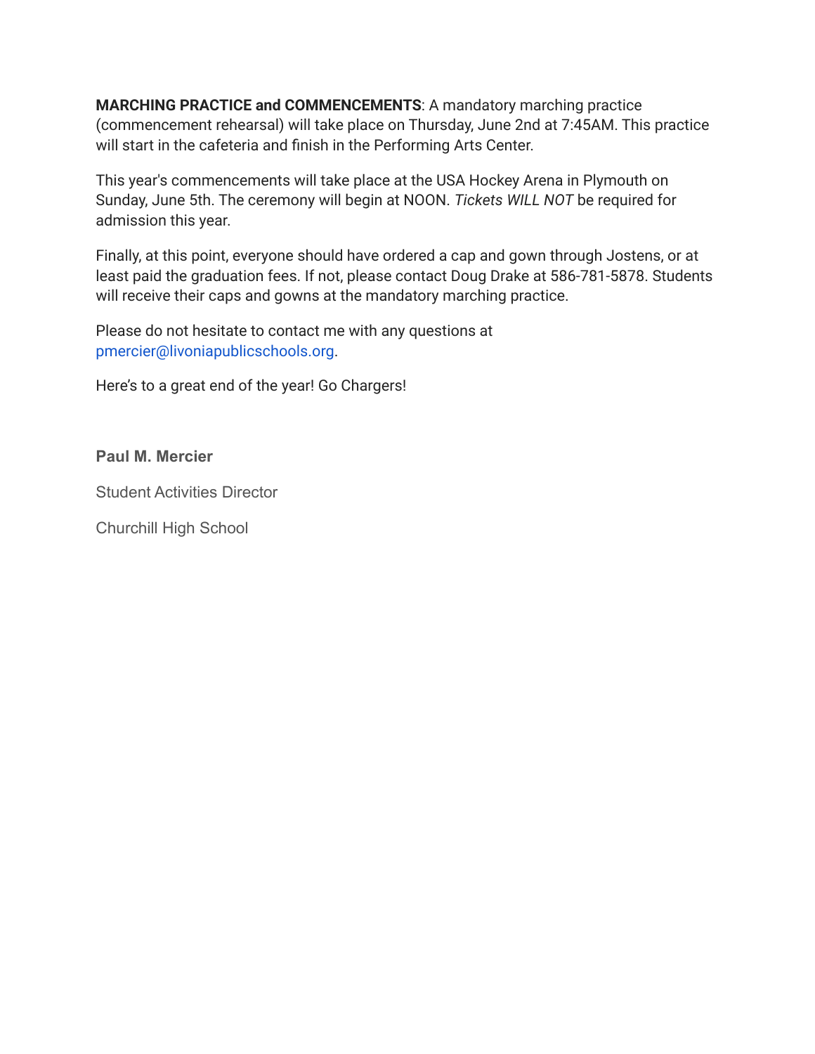**MARCHING PRACTICE and COMMENCEMENTS**: A mandatory marching practice (commencement rehearsal) will take place on Thursday, June 2nd at 7:45AM. This practice will start in the cafeteria and finish in the Performing Arts Center.

This year's commencements will take place at the USA Hockey Arena in Plymouth on Sunday, June 5th. The ceremony will begin at NOON. *Tickets WILL NOT* be required for admission this year.

Finally, at this point, everyone should have ordered a cap and gown through Jostens, or at least paid the graduation fees. If not, please contact Doug Drake at 586-781-5878. Students will receive their caps and gowns at the mandatory marching practice.

Please do not hesitate to contact me with any questions at pmercier@livoniapublicschools.org.

Here's to a great end of the year! Go Chargers!

**Paul M. Mercier**

Student Activities Director

Churchill High School